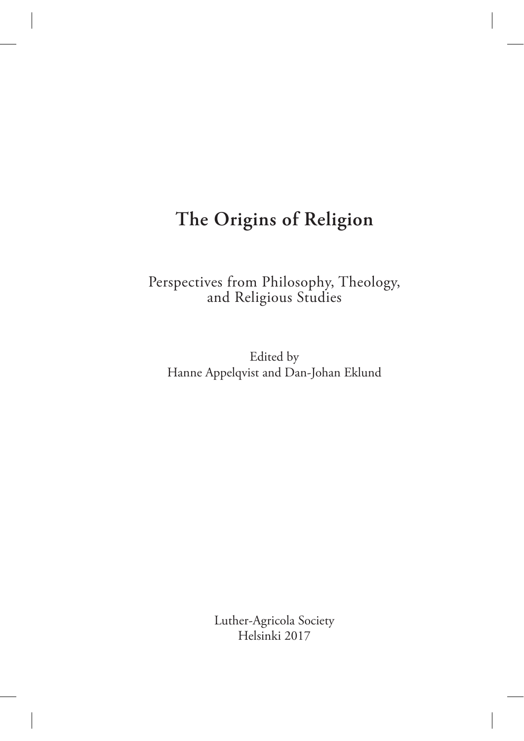# The Origins of Religion

Perspectives from Philosophy, Theology, and Religious Studies

Edited by
Hanne Appelqvist and Dan-Johan Eklund

Luther-Agricola Society
Helsinki 2017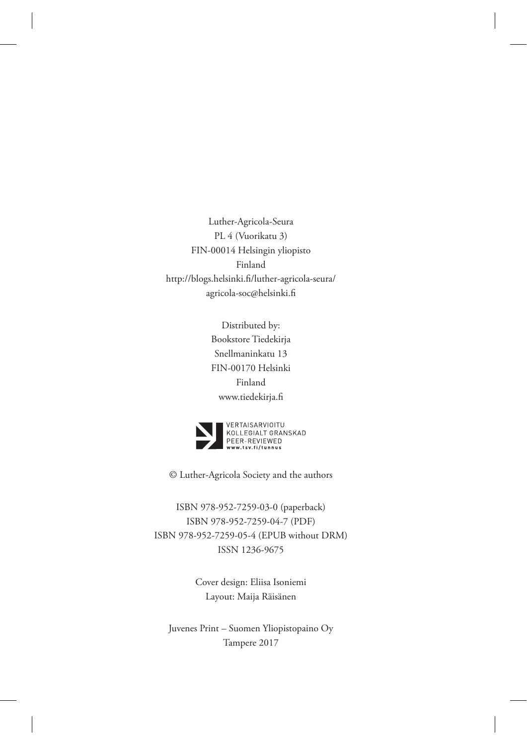Luther-Agricola-Seura
PL 4 (Vuorikatu 3)
FIN-00014 Helsingin yliopisto
Finland
http://blogs.helsinki.fi/luther-agricola-seura/
agricola-soc@helsinki.fi

Distributed by:
Bookstore Tiedekirja
Snellmaninkatu 13
FIN-00170 Helsinki
Finland
www.tiedekirja.fi

VERTAISARVIOITU
KOLLEGIALT GRANSKAD
PEER-REVIEWED
www.tsv.fi/tunnus

© Luther-Agricola Society and the authors

ISBN 978-952-7259-03-0 (paperback)
ISBN 978-952-7259-04-7 (PDF)
ISBN 978-952-7259-05-4 (EPUB without DRM)
ISSN 1236-9675

Cover design: Eliisa Isoniemi
Layout: Maija Räisänen

Juvenes Print – Suomen Yliopistopaino Oy
Tampere 2017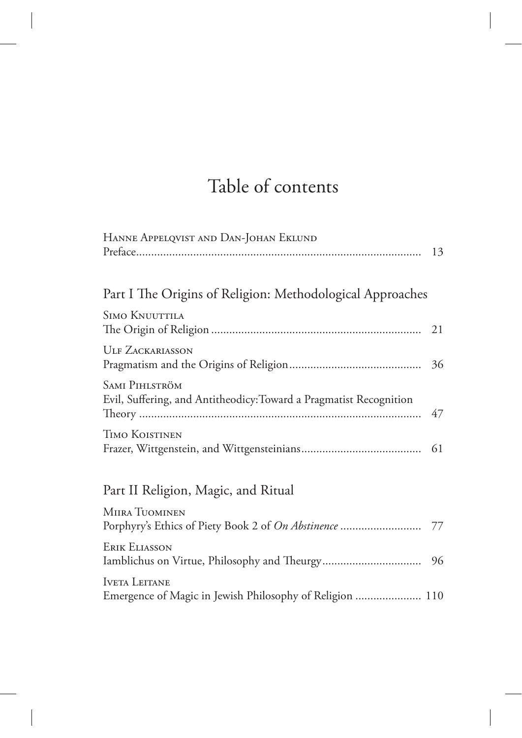# Table of contents

Hanne Appelqvist and Dan-Johan Eklund
Preface ............................................................................................ 13

## Part I The Origins of Religion: Methodological Approaches

Simo Knuuttila
The Origin of Religion ........................................................................ 21

Ulf Zackariasson
Pragmatism and the Origins of Religion ........................................... 36

Sami Pihlström
Evil, Suffering, and Antitheodicy: Toward a Pragmatist Recognition Theory ............................................................................................ 47

Timo Koistinen
Frazer, Wittgenstein, and Wittgensteinians ....................................... 61

## Part II Religion, Magic, and Ritual

Miira Tuominen
Porphyry's Ethics of Piety Book 2 of *On Abstinence* .......................... 77

Erik Eliasson
Iamblichus on Virtue, Philosophy and Theurgy ................................ 96

Iveta Leitane
Emergence of Magic in Jewish Philosophy of Religion ..................... 110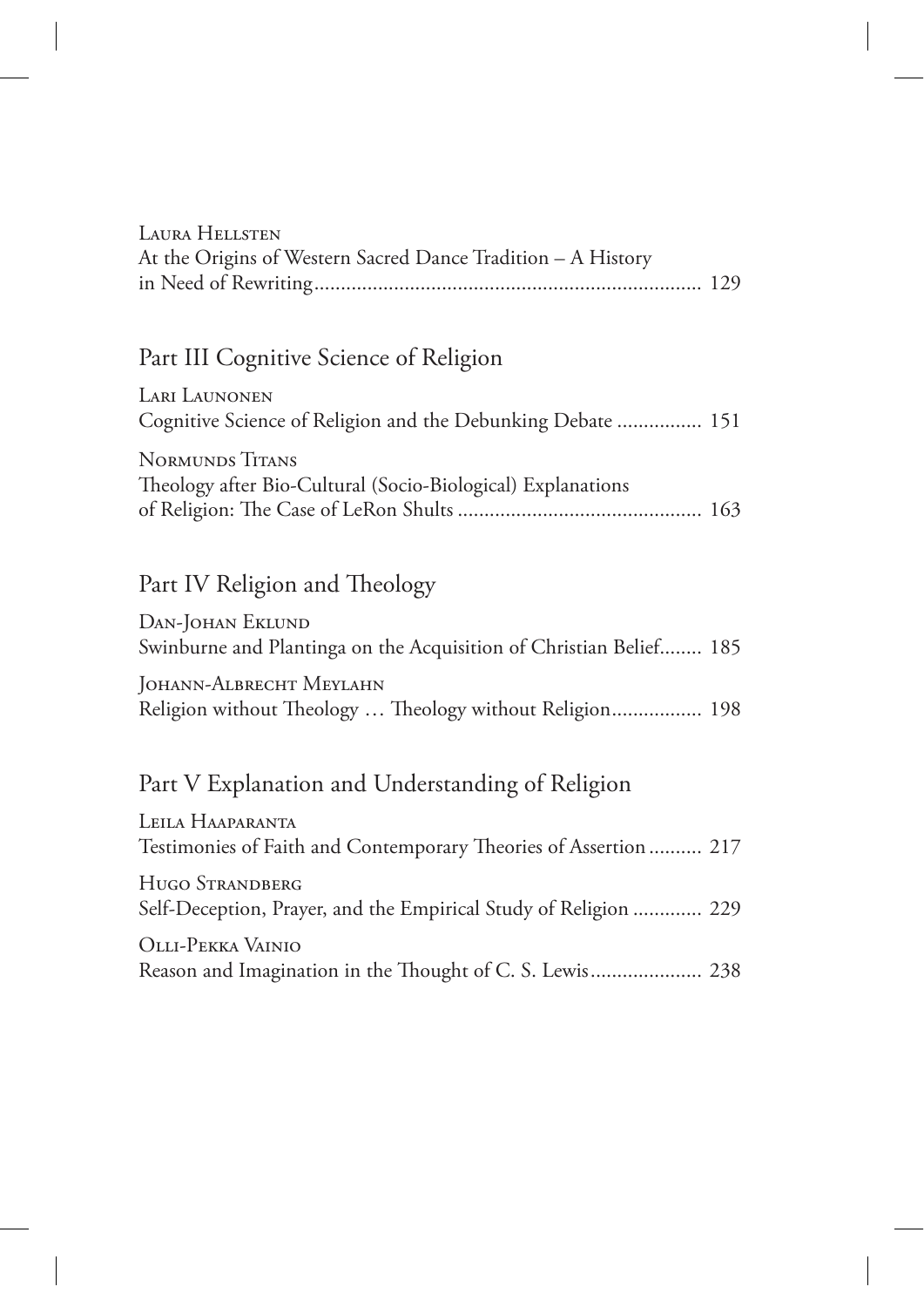Laura Hellsten
At the Origins of Western Sacred Dance Tradition – A History in Need of Rewriting ........................................................................ 129

## Part III Cognitive Science of Religion

Lari Launonen
Cognitive Science of Religion and the Debunking Debate ................ 151

Normunds Titans
Theology after Bio-Cultural (Socio-Biological) Explanations of Religion: The Case of LeRon Shults ............................................. 163

## Part IV Religion and Theology

Dan-Johan Eklund
Swinburne and Plantinga on the Acquisition of Christian Belief........ 185

Johann-Albrecht Meylahn
Religion without Theology … Theology without Religion................. 198

## Part V Explanation and Understanding of Religion

Leila Haaparanta
Testimonies of Faith and Contemporary Theories of Assertion .......... 217

Hugo Strandberg
Self-Deception, Prayer, and the Empirical Study of Religion ............. 229

Olli-Pekka Vainio
Reason and Imagination in the Thought of C. S. Lewis..................... 238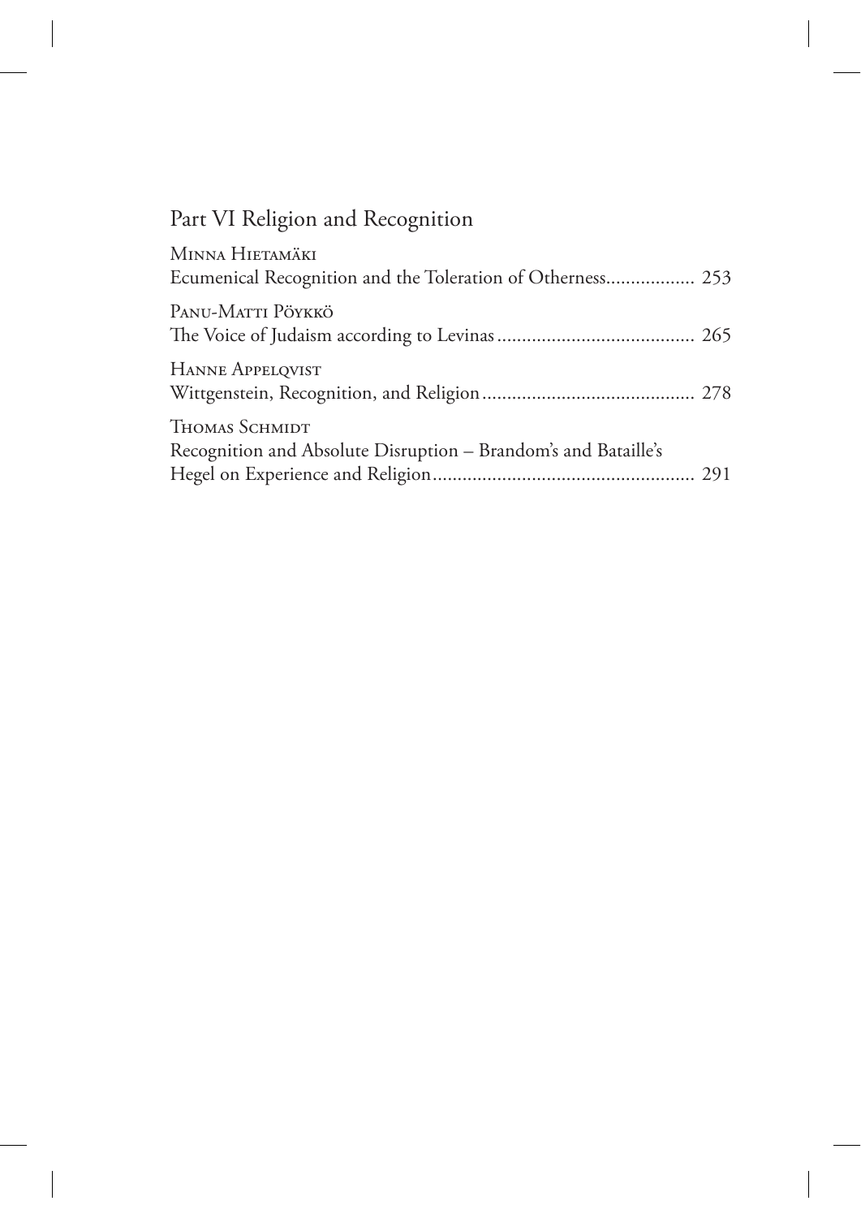## Part VI Religion and Recognition

Minna Hietamäki
Ecumenical Recognition and the Toleration of Otherness.................. 253

Panu-Matti Pöykkö
The Voice of Judaism according to Levinas........................................ 265

Hanne Appelqvist
Wittgenstein, Recognition, and Religion........................................... 278

Thomas Schmidt
Recognition and Absolute Disruption – Brandom's and Bataille's Hegel on Experience and Religion..................................................... 291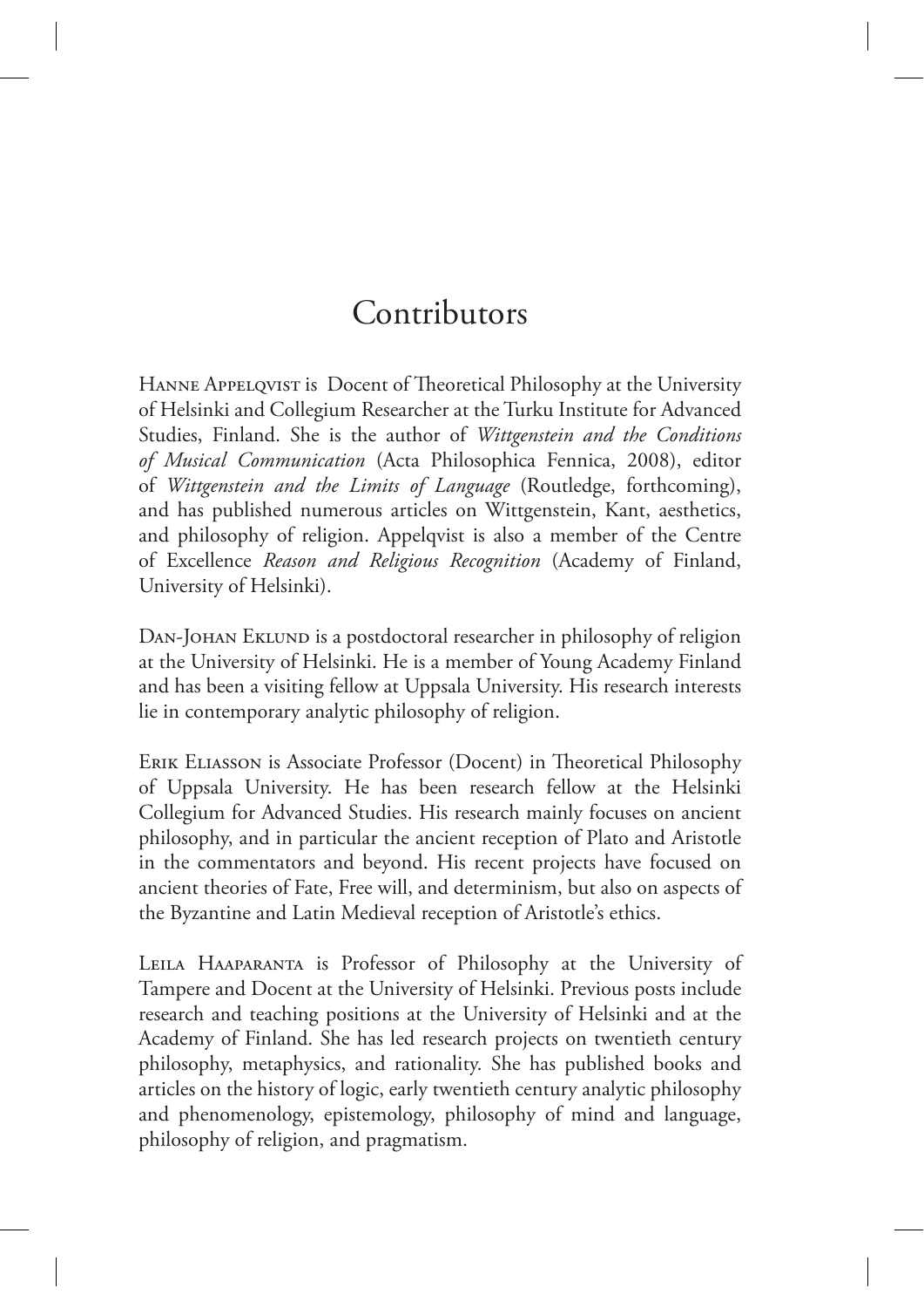# Contributors

Hanne Appelqvist is Docent of Theoretical Philosophy at the University of Helsinki and Collegium Researcher at the Turku Institute for Advanced Studies, Finland. She is the author of *Wittgenstein and the Conditions of Musical Communication* (Acta Philosophica Fennica, 2008), editor of *Wittgenstein and the Limits of Language* (Routledge, forthcoming), and has published numerous articles on Wittgenstein, Kant, aesthetics, and philosophy of religion. Appelqvist is also a member of the Centre of Excellence *Reason and Religious Recognition* (Academy of Finland, University of Helsinki).

Dan-Johan Eklund is a postdoctoral researcher in philosophy of religion at the University of Helsinki. He is a member of Young Academy Finland and has been a visiting fellow at Uppsala University. His research interests lie in contemporary analytic philosophy of religion.

Erik Eliasson is Associate Professor (Docent) in Theoretical Philosophy of Uppsala University. He has been research fellow at the Helsinki Collegium for Advanced Studies. His research mainly focuses on ancient philosophy, and in particular the ancient reception of Plato and Aristotle in the commentators and beyond. His recent projects have focused on ancient theories of Fate, Free will, and determinism, but also on aspects of the Byzantine and Latin Medieval reception of Aristotle's ethics.

Leila Haaparanta is Professor of Philosophy at the University of Tampere and Docent at the University of Helsinki. Previous posts include research and teaching positions at the University of Helsinki and at the Academy of Finland. She has led research projects on twentieth century philosophy, metaphysics, and rationality. She has published books and articles on the history of logic, early twentieth century analytic philosophy and phenomenology, epistemology, philosophy of mind and language, philosophy of religion, and pragmatism.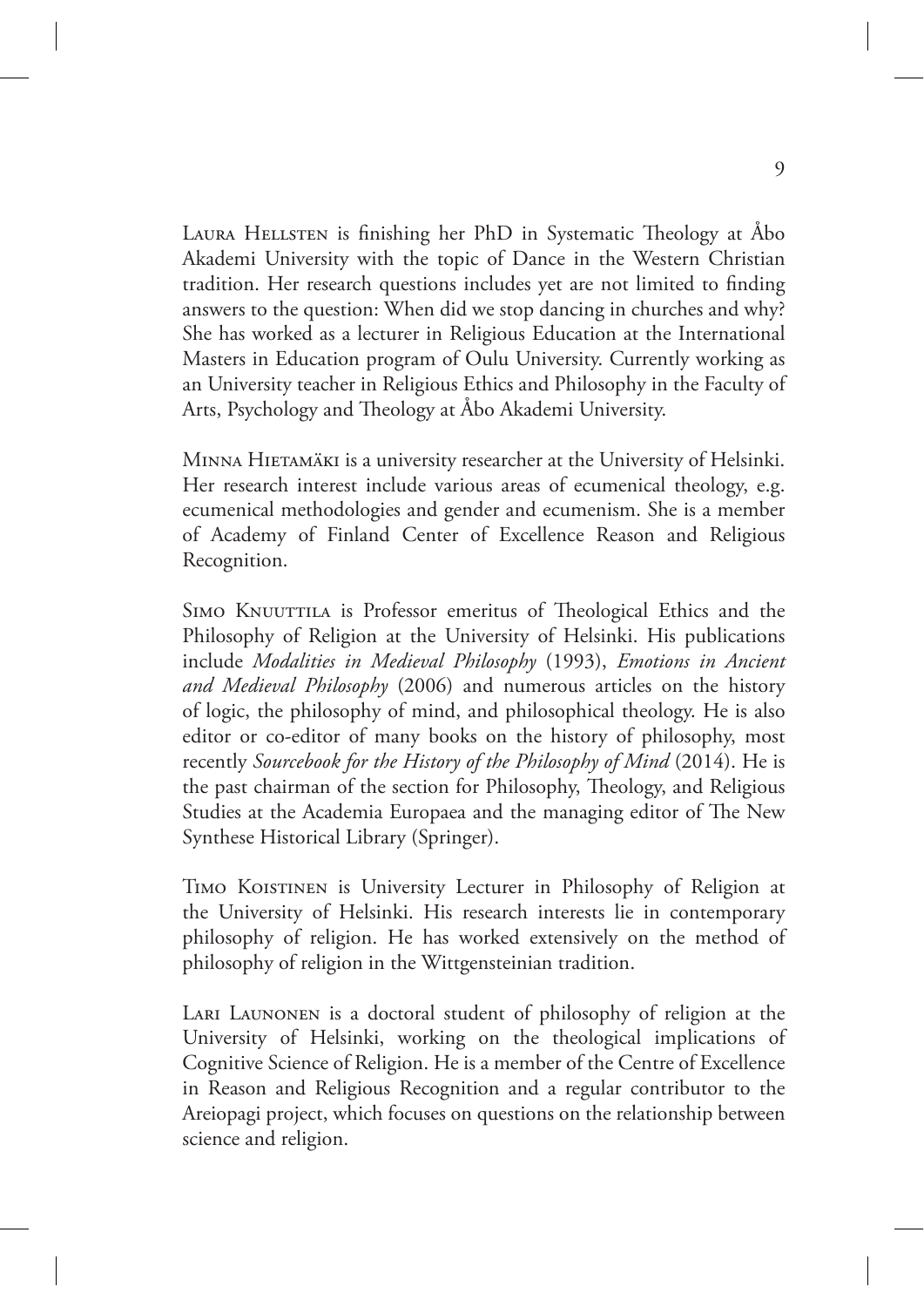Laura Hellsten is finishing her PhD in Systematic Theology at Åbo Akademi University with the topic of Dance in the Western Christian tradition. Her research questions includes yet are not limited to finding answers to the question: When did we stop dancing in churches and why? She has worked as a lecturer in Religious Education at the International Masters in Education program of Oulu University. Currently working as an University teacher in Religious Ethics and Philosophy in the Faculty of Arts, Psychology and Theology at Åbo Akademi University.

Minna Hietamäki is a university researcher at the University of Helsinki. Her research interest include various areas of ecumenical theology, e.g. ecumenical methodologies and gender and ecumenism. She is a member of Academy of Finland Center of Excellence Reason and Religious Recognition.

Simo Knuuttila is Professor emeritus of Theological Ethics and the Philosophy of Religion at the University of Helsinki. His publications include *Modalities in Medieval Philosophy* (1993), *Emotions in Ancient and Medieval Philosophy* (2006) and numerous articles on the history of logic, the philosophy of mind, and philosophical theology. He is also editor or co-editor of many books on the history of philosophy, most recently *Sourcebook for the History of the Philosophy of Mind* (2014). He is the past chairman of the section for Philosophy, Theology, and Religious Studies at the Academia Europaea and the managing editor of The New Synthese Historical Library (Springer).

Timo Koistinen is University Lecturer in Philosophy of Religion at the University of Helsinki. His research interests lie in contemporary philosophy of religion. He has worked extensively on the method of philosophy of religion in the Wittgensteinian tradition.

Lari Launonen is a doctoral student of philosophy of religion at the University of Helsinki, working on the theological implications of Cognitive Science of Religion. He is a member of the Centre of Excellence in Reason and Religious Recognition and a regular contributor to the Areiopagi project, which focuses on questions on the relationship between science and religion.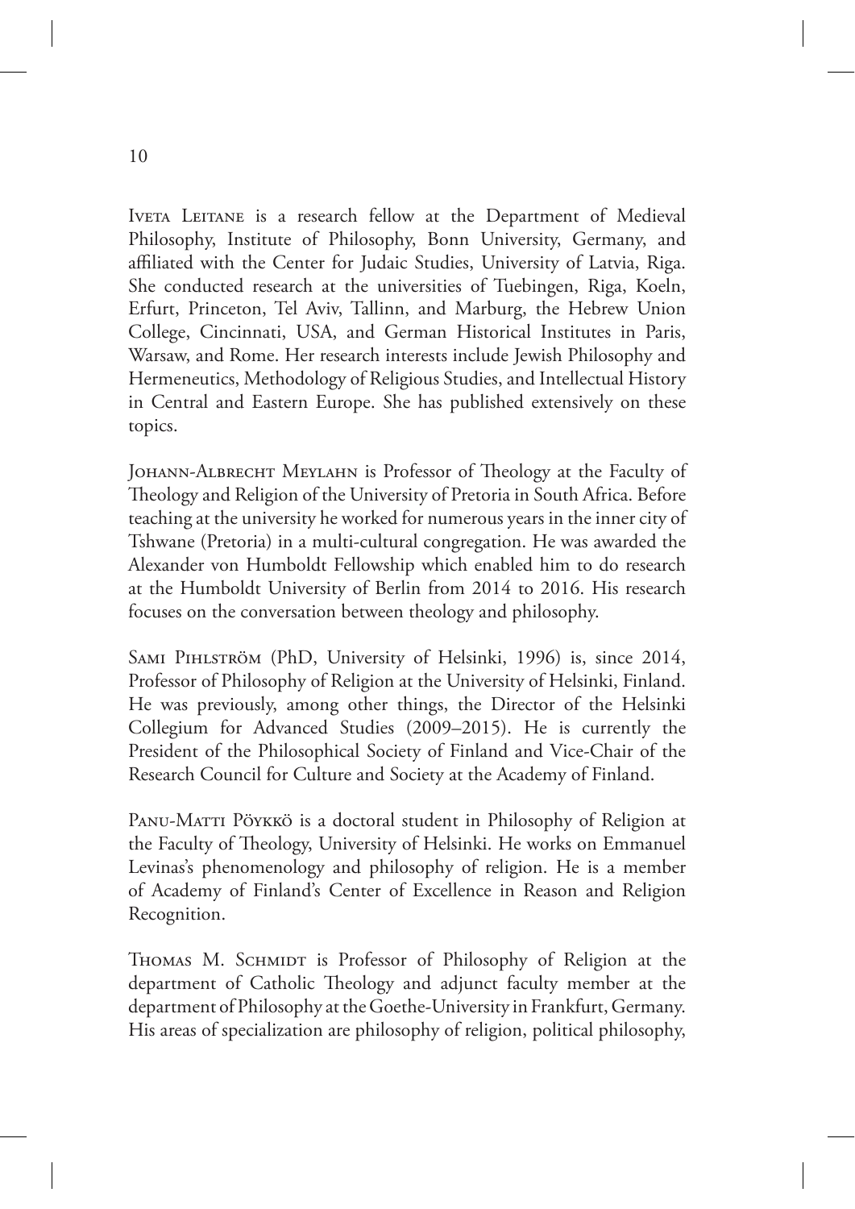Iveta Leitane is a research fellow at the Department of Medieval Philosophy, Institute of Philosophy, Bonn University, Germany, and affiliated with the Center for Judaic Studies, University of Latvia, Riga. She conducted research at the universities of Tuebingen, Riga, Koeln, Erfurt, Princeton, Tel Aviv, Tallinn, and Marburg, the Hebrew Union College, Cincinnati, USA, and German Historical Institutes in Paris, Warsaw, and Rome. Her research interests include Jewish Philosophy and Hermeneutics, Methodology of Religious Studies, and Intellectual History in Central and Eastern Europe. She has published extensively on these topics.

Johann-Albrecht Meylahn is Professor of Theology at the Faculty of Theology and Religion of the University of Pretoria in South Africa. Before teaching at the university he worked for numerous years in the inner city of Tshwane (Pretoria) in a multi-cultural congregation. He was awarded the Alexander von Humboldt Fellowship which enabled him to do research at the Humboldt University of Berlin from 2014 to 2016. His research focuses on the conversation between theology and philosophy.

Sami Pihlström (PhD, University of Helsinki, 1996) is, since 2014, Professor of Philosophy of Religion at the University of Helsinki, Finland. He was previously, among other things, the Director of the Helsinki Collegium for Advanced Studies (2009–2015). He is currently the President of the Philosophical Society of Finland and Vice-Chair of the Research Council for Culture and Society at the Academy of Finland.

Panu-Matti Pöykkö is a doctoral student in Philosophy of Religion at the Faculty of Theology, University of Helsinki. He works on Emmanuel Levinas's phenomenology and philosophy of religion. He is a member of Academy of Finland's Center of Excellence in Reason and Religion Recognition.

Thomas M. Schmidt is Professor of Philosophy of Religion at the department of Catholic Theology and adjunct faculty member at the department of Philosophy at the Goethe-University in Frankfurt, Germany. His areas of specialization are philosophy of religion, political philosophy,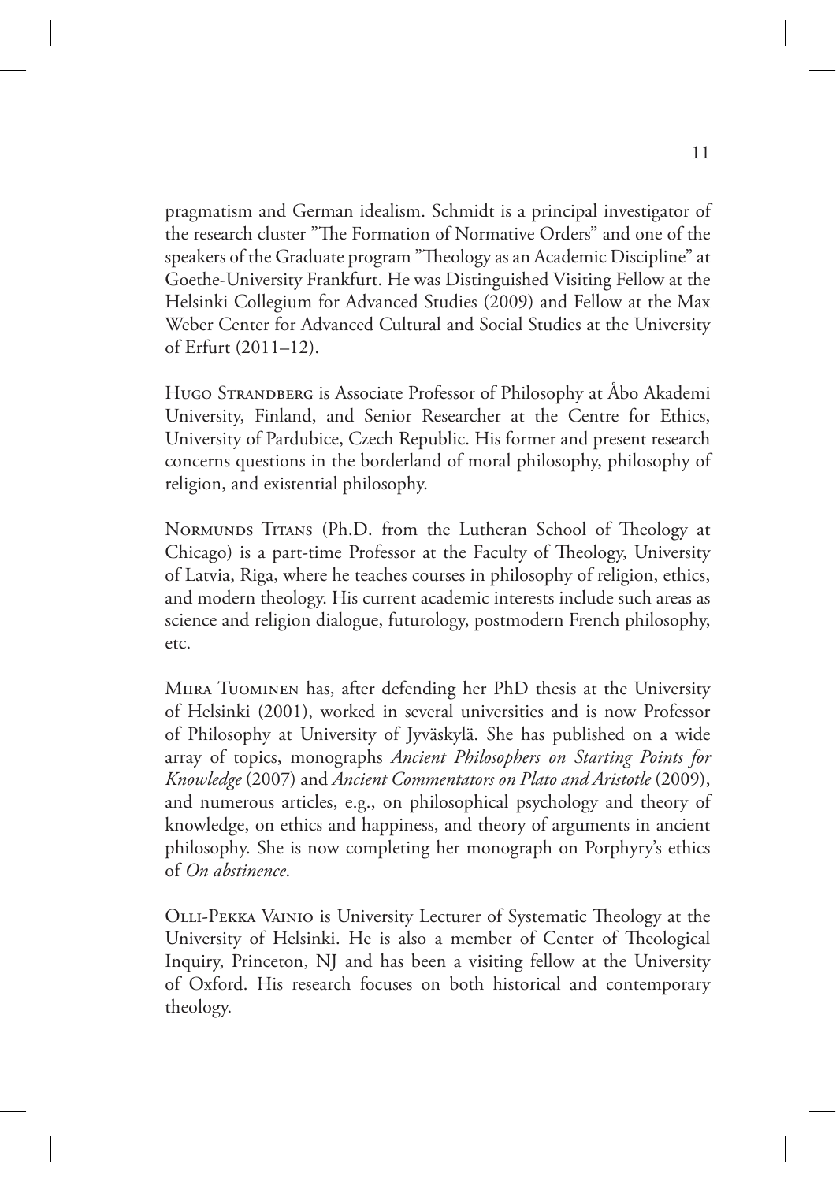pragmatism and German idealism. Schmidt is a principal investigator of the research cluster "The Formation of Normative Orders" and one of the speakers of the Graduate program "Theology as an Academic Discipline" at Goethe-University Frankfurt. He was Distinguished Visiting Fellow at the Helsinki Collegium for Advanced Studies (2009) and Fellow at the Max Weber Center for Advanced Cultural and Social Studies at the University of Erfurt (2011–12).

Hugo Strandberg is Associate Professor of Philosophy at Åbo Akademi University, Finland, and Senior Researcher at the Centre for Ethics, University of Pardubice, Czech Republic. His former and present research concerns questions in the borderland of moral philosophy, philosophy of religion, and existential philosophy.

Normunds Titans (Ph.D. from the Lutheran School of Theology at Chicago) is a part-time Professor at the Faculty of Theology, University of Latvia, Riga, where he teaches courses in philosophy of religion, ethics, and modern theology. His current academic interests include such areas as science and religion dialogue, futurology, postmodern French philosophy, etc.

Miira Tuominen has, after defending her PhD thesis at the University of Helsinki (2001), worked in several universities and is now Professor of Philosophy at University of Jyväskylä. She has published on a wide array of topics, monographs *Ancient Philosophers on Starting Points for Knowledge* (2007) and *Ancient Commentators on Plato and Aristotle* (2009), and numerous articles, e.g., on philosophical psychology and theory of knowledge, on ethics and happiness, and theory of arguments in ancient philosophy. She is now completing her monograph on Porphyry's ethics of *On abstinence*.

Olli-Pekka Vainio is University Lecturer of Systematic Theology at the University of Helsinki. He is also a member of Center of Theological Inquiry, Princeton, NJ and has been a visiting fellow at the University of Oxford. His research focuses on both historical and contemporary theology.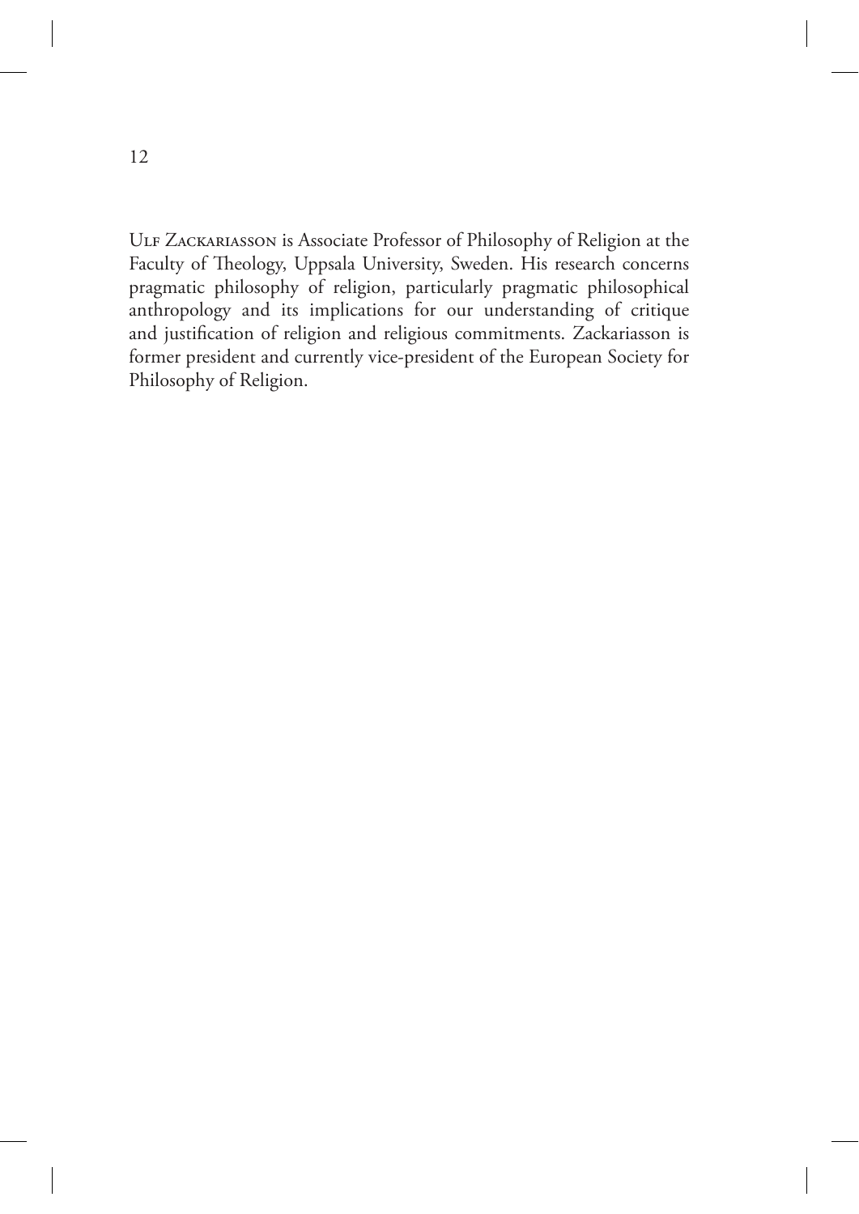Ulf Zackariasson is Associate Professor of Philosophy of Religion at the Faculty of Theology, Uppsala University, Sweden. His research concerns pragmatic philosophy of religion, particularly pragmatic philosophical anthropology and its implications for our understanding of critique and justification of religion and religious commitments. Zackariasson is former president and currently vice-president of the European Society for Philosophy of Religion.